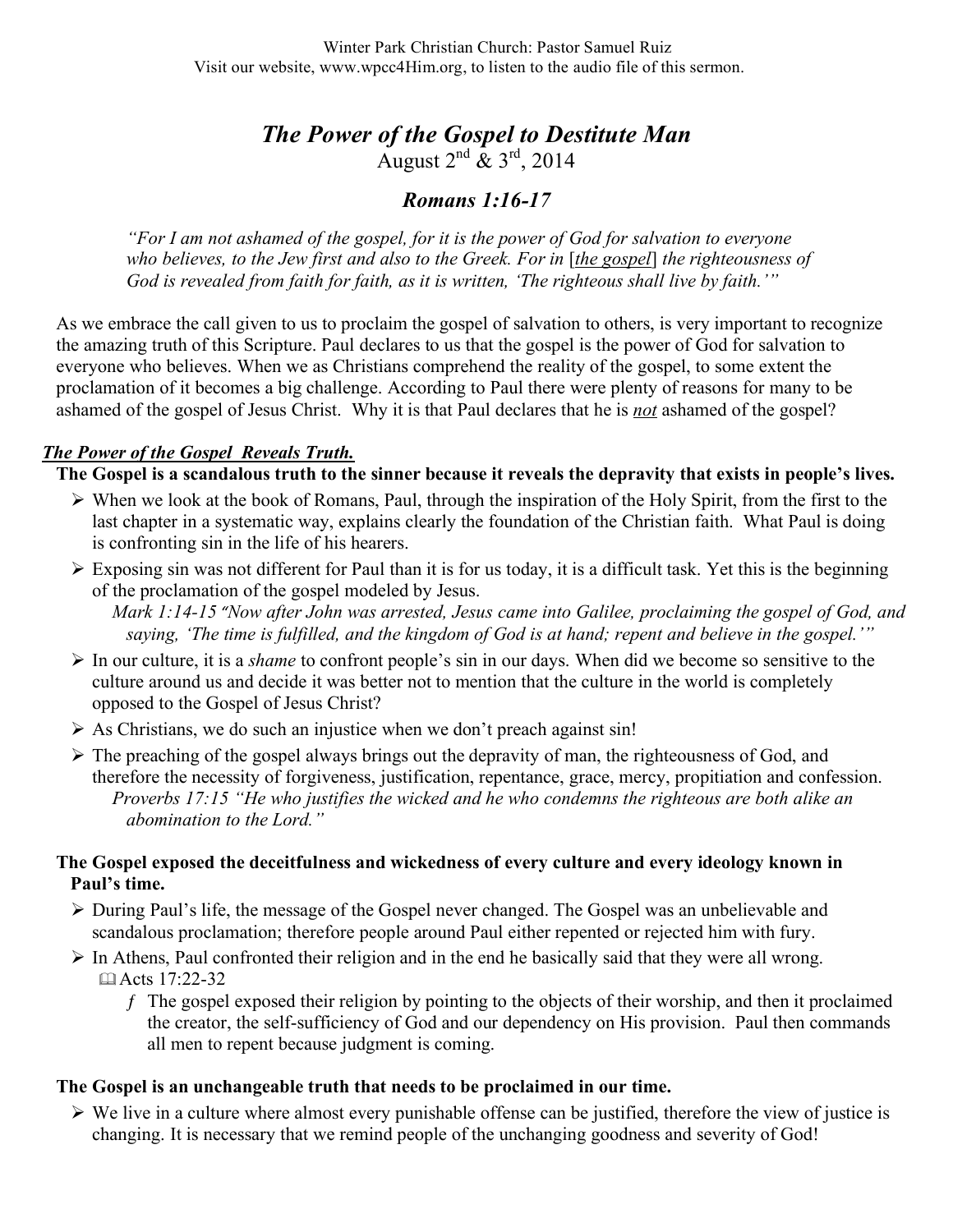Winter Park Christian Church: Pastor Samuel Ruiz
Visit our website, www.wpcc4Him.org, to listen to the audio file of this sermon.

# *The Power of the Gospel to Destitute Man*

August 2nd & 3rd, 2014

## *Romans 1:16-17*

> *"For I am not ashamed of the gospel, for it is the power of God for salvation to everyone who believes, to the Jew first and also to the Greek. For in [the gospel] the righteousness of God is revealed from faith for faith, as it is written, 'The righteous shall live by faith.'"*

As we embrace the call given to us to proclaim the gospel of salvation to others, is very important to recognize the amazing truth of this Scripture. Paul declares to us that the gospel is the power of God for salvation to everyone who believes. When we as Christians comprehend the reality of the gospel, to some extent the proclamation of it becomes a big challenge. According to Paul there were plenty of reasons for many to be ashamed of the gospel of Jesus Christ. Why it is that Paul declares that he is ***not*** ashamed of the gospel?

### ***The Power of the Gospel Reveals Truth.***

**The Gospel is a scandalous truth to the sinner because it reveals the depravity that exists in people's lives.**

- When we look at the book of Romans, Paul, through the inspiration of the Holy Spirit, from the first to the last chapter in a systematic way, explains clearly the foundation of the Christian faith. What Paul is doing is confronting sin in the life of his hearers.
- Exposing sin was not different for Paul than it is for us today, it is a difficult task. Yet this is the beginning of the proclamation of the gospel modeled by Jesus.
  *Mark 1:14-15 "Now after John was arrested, Jesus came into Galilee, proclaiming the gospel of God, and saying, 'The time is fulfilled, and the kingdom of God is at hand; repent and believe in the gospel.'"*
- In our culture, it is a *shame* to confront people's sin in our days. When did we become so sensitive to the culture around us and decide it was better not to mention that the culture in the world is completely opposed to the Gospel of Jesus Christ?
- As Christians, we do such an injustice when we don't preach against sin!
- The preaching of the gospel always brings out the depravity of man, the righteousness of God, and therefore the necessity of forgiveness, justification, repentance, grace, mercy, propitiation and confession.
  *Proverbs 17:15 "He who justifies the wicked and he who condemns the righteous are both alike an abomination to the Lord."*

**The Gospel exposed the deceitfulness and wickedness of every culture and every ideology known in Paul's time.**

- During Paul's life, the message of the Gospel never changed. The Gospel was an unbelievable and scandalous proclamation; therefore people around Paul either repented or rejected him with fury.
- In Athens, Paul confronted their religion and in the end he basically said that they were all wrong.
  📖 Acts 17:22-32
  - The gospel exposed their religion by pointing to the objects of their worship, and then it proclaimed the creator, the self-sufficiency of God and our dependency on His provision. Paul then commands all men to repent because judgment is coming.

**The Gospel is an unchangeable truth that needs to be proclaimed in our time.**

- We live in a culture where almost every punishable offense can be justified, therefore the view of justice is changing. It is necessary that we remind people of the unchanging goodness and severity of God!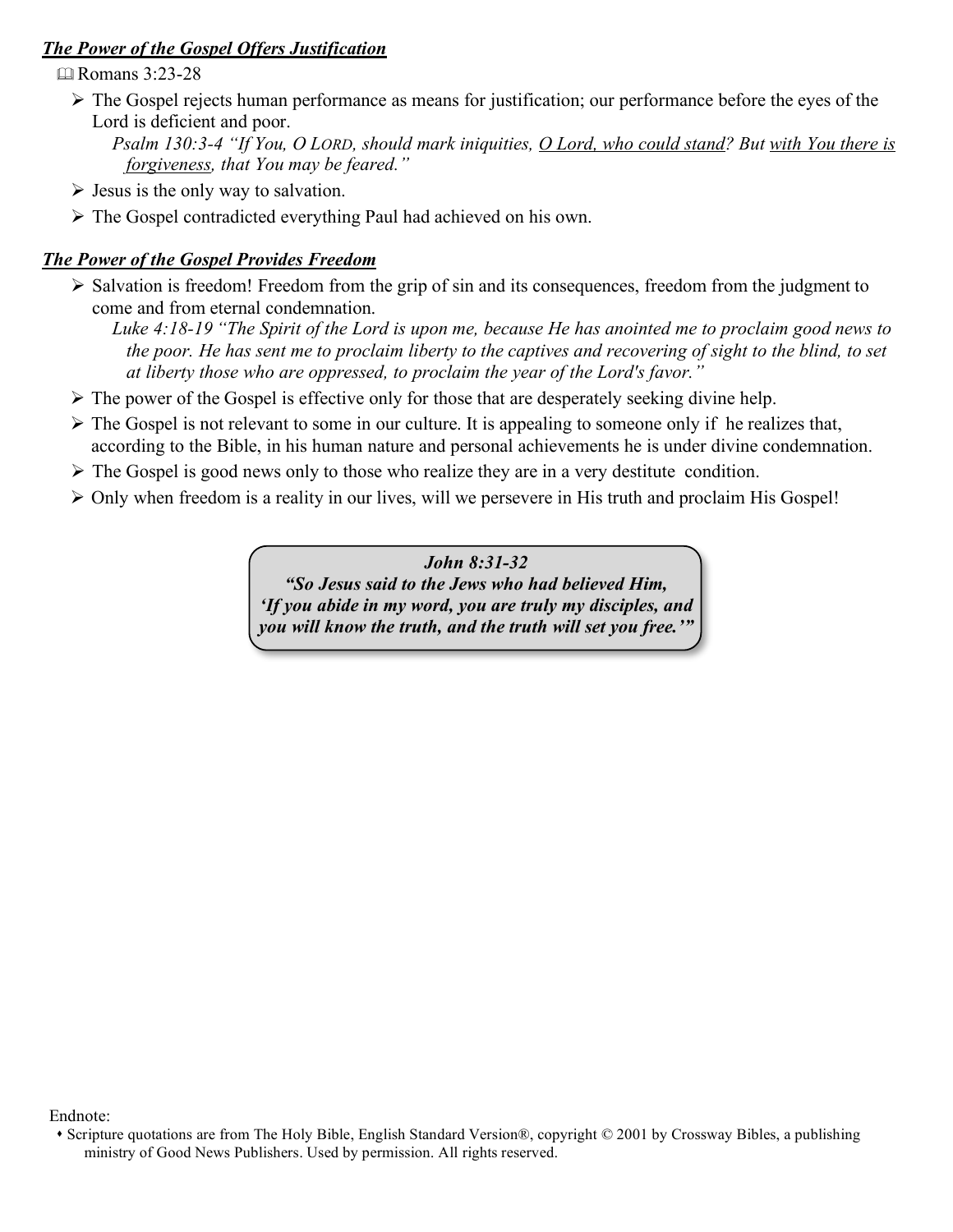***The Power of the Gospel Offers Justification***

📖 Romans 3:23-28

- The Gospel rejects human performance as means for justification; our performance before the eyes of the Lord is deficient and poor.

  *Psalm 130:3-4 "If You, O LORD, should mark iniquities, O Lord, who could stand? But with You there is forgiveness, that You may be feared."*

- Jesus is the only way to salvation.
- The Gospel contradicted everything Paul had achieved on his own.

***The Power of the Gospel Provides Freedom***

- Salvation is freedom! Freedom from the grip of sin and its consequences, freedom from the judgment to come and from eternal condemnation.

  *Luke 4:18-19 "The Spirit of the Lord is upon me, because He has anointed me to proclaim good news to the poor. He has sent me to proclaim liberty to the captives and recovering of sight to the blind, to set at liberty those who are oppressed, to proclaim the year of the Lord's favor."*

- The power of the Gospel is effective only for those that are desperately seeking divine help.
- The Gospel is not relevant to some in our culture. It is appealing to someone only if he realizes that, according to the Bible, in his human nature and personal achievements he is under divine condemnation.
- The Gospel is good news only to those who realize they are in a very destitute condition.
- Only when freedom is a reality in our lives, will we persevere in His truth and proclaim His Gospel!

> ***John 8:31-32***
> ***"So Jesus said to the Jews who had believed Him, 'If you abide in my word, you are truly my disciples, and you will know the truth, and the truth will set you free.'"***

Endnote:

- Scripture quotations are from The Holy Bible, English Standard Version®, copyright © 2001 by Crossway Bibles, a publishing ministry of Good News Publishers. Used by permission. All rights reserved.